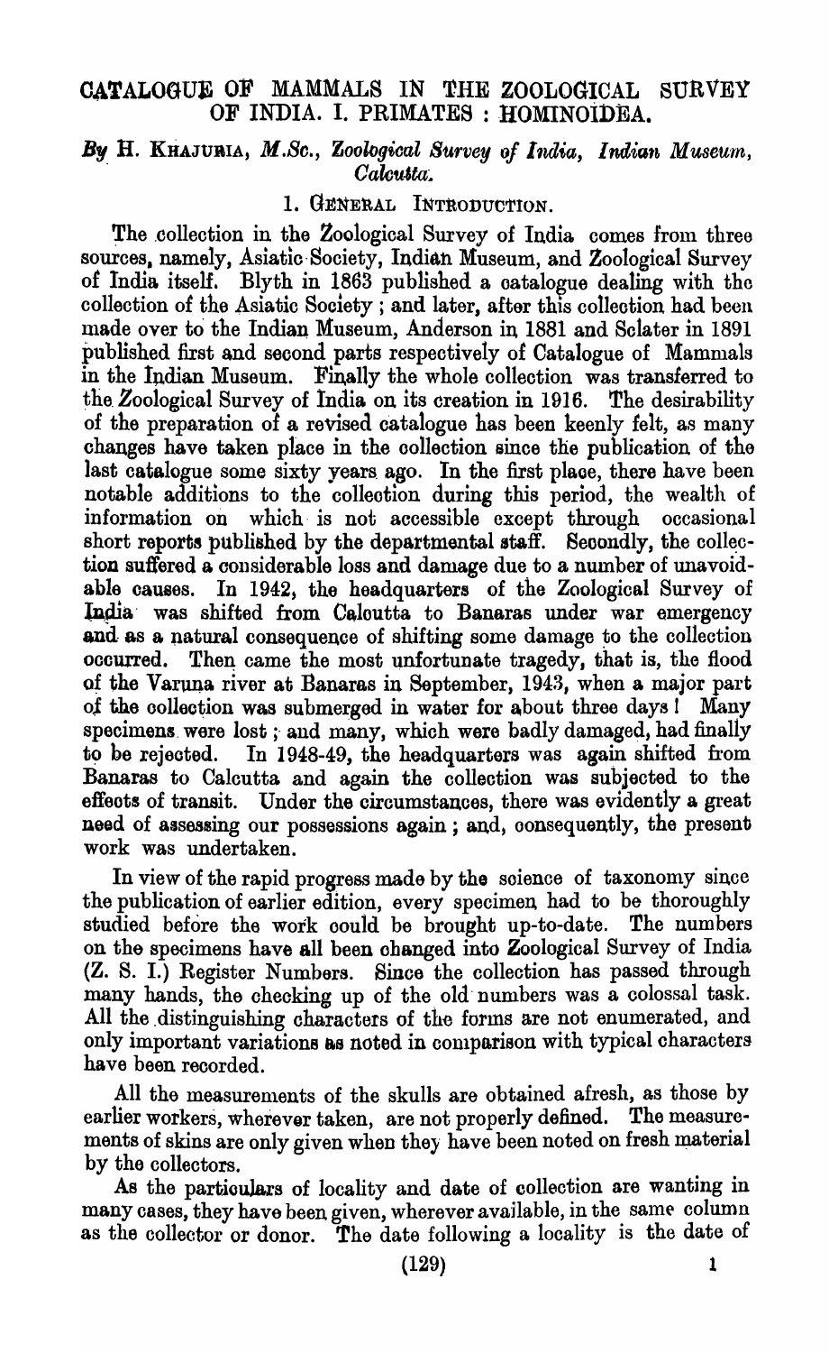# CATALOGUE OF MAMMALS IN THE ZOOLOGICAL SURVEY OF INDIA. I. PRIMATES : HOMINOIDEA.

*By* H. KHAJURIA, *M.Sc., Zoological Survey of India, Indian Museum, Calcutta.*

## 1. GENERAL INTRODUCTION.

The collection in the Zoological Survey of India comes from three sources, namely, Asiatic Society, Indian Museum, and Zoological Survey of India itself. Blyth in 1863 published a catalogue dealing with the collection of the Asiatic Society; and later, after this collection had been made over to the Indian Museum, Anderson in 1881 and Sclater in 1891 published first and second parts respectively of Catalogue of Mammals in the Indian Museum. Finally the whole collection was transferred to the Zoological Survey of India on its creation in 1916. The desirability of the preparation of a revised catalogue has been keenly felt, as many changes have taken place in the collection since the publication of the last catalogue some sixty years ago. In the first place, there have been notable additions to the collection during this period, the wealth of information on which is not accessible except through occasional short reports published by the departmental staff. Secondly, the collection suffered a considerable loss and damage due to a number of unavoidable causes. In 1942, the headquarters of the Zoological Survey of India was shifted from Calcutta to Banaras under war emergency and as a natural consequence of shifting some damage to the collection occurred. Then came the most unfortunate tragedy, that is, the flood of the Varuna river at Banaras in September, 1943, when a major part of the collection was submerged in water for about three days! Many specimens were lost; and many, which were badly damaged, had finally to be rejected. In 1948-49, the headquarters was again shifted from Banaras to Calcutta and again the collection was subjected to the effects of transit. Under the circumstances, there was evidently a great need of assessing our possessions again; and, consequently, the present work was undertaken.

In view of the rapid progress made by the science of taxonomy since the publication of earlier edition, every specimen had to be thoroughly studied before the work could be brought up-to-date. The numbers on the specimens have all been changed into Zoological Survey of India (Z. S. I.) Register Numbers. Since the collection has passed through many hands, the checking up of the old numbers was a colossal task. All the distinguishing characters of the forms are not enumerated, and only important variations as noted in comparison with typical characters have been recorded.

All the measurements of the skulls are obtained afresh, as those by earlier workers, wherever taken, are not properly defined. The measurements of skins are only given when they have been noted on fresh material by the collectors.

As the particulars of locality and date of collection are wanting in many cases, they have been given, wherever available, in the same column as the collector or donor. The date following a locality is the date of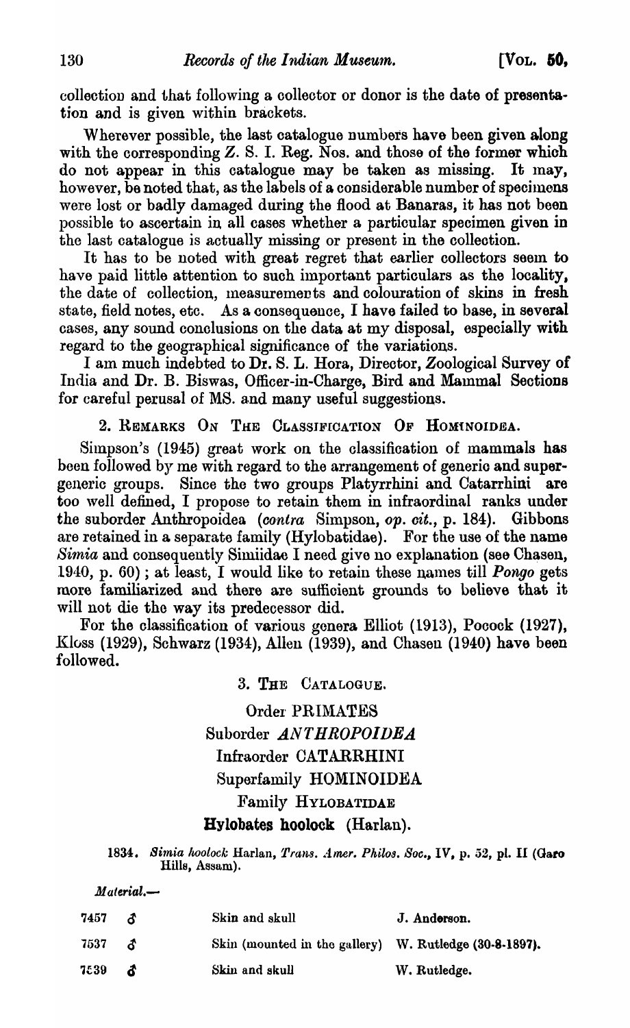collection and that following a collector or donor is the date of presentation and is given within brackets.

Wherever possible, the last catalogue numbers have been given along with the corresponding Z. S. I. Reg. Nos. and those of the former which do not appear in this catalogue may be taken as missing. It may, however, be noted that, as the labels of a considerable number of specimens were lost or badly damaged during the flood at Banaras, it has not been possible to ascertain in all cases whether a particular specimen given in the last catalogue is actually missing or present in the collection.

It has to be noted with great regret that earlier collectors seem to have paid little attention to such important particulars as the locality, the date of collection, measurements and colouration of skins in fresh state, field notes, etc. As a consequence, I have failed to base, in several cases, any sound conclusions on the data at my disposal, especially with regard to the geographical significance of the variations.

I am much indebted to Dr. S. L. Hora, Director, Zoological Survey of India and Dr. B. Biswas, Officer-in-Charge, Bird and Mammal Sections for careful perusal of MS. and many useful suggestions.

## 2. Remarks On The Classification Of Hominoidea.

Simpson's (1945) great work on the classification of mammals has been followed by me with regard to the arrangement of generic and supergeneric groups. Since the two groups Platyrrhini and Catarrhini are too well defined, I propose to retain them in infraordinal ranks under the suborder Anthropoidea (*contra* Simpson, *op. cit.*, p. 184). Gibbons are retained in a separate family (Hylobatidae). For the use of the name *Simia* and consequently Simiidae I need give no explanation (see Chasen, 1940, p. 60); at least, I would like to retain these names till *Pongo* gets more familiarized and there are sufficient grounds to believe that it will not die the way its predecessor did.

For the classification of various genera Elliot (1913), Pocock (1927), Kloss (1929), Schwarz (1934), Allen (1939), and Chasen (1940) have been followed.

## 3. The Catalogue.

Order PRIMATES

Suborder *ANTHROPOIDEA*

Infraorder CATARRHINI

Superfamily HOMINOIDEA

Family Hylobatidae

### Hylobates hoolock (Harlan).

1834. *Simia hoolock* Harlan, *Trans. Amer. Philos. Soc.*, IV, p. 52, pl. II (Garo Hills, Assam).

*Material.*—

| | | | |
|---|---|---|---|
| 7457 | ♂ | Skin and skull | J. Anderson. |
| 7537 | ♂ | Skin (mounted in the gallery) | W. Rutledge (30-8-1897). |
| 7539 | ♂ | Skin and skull | W. Rutledge. |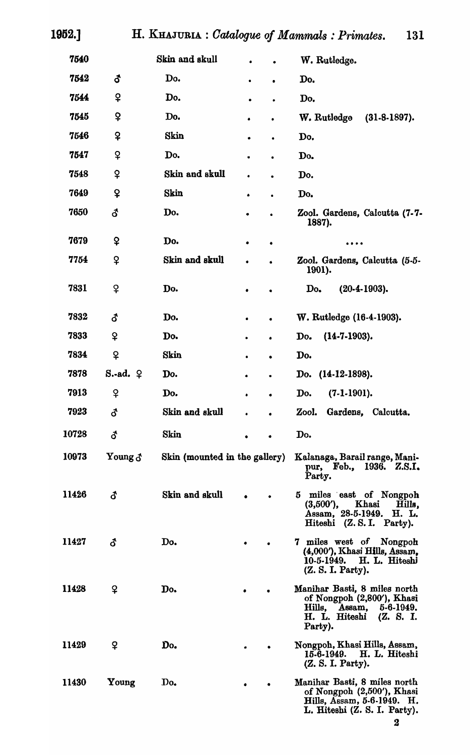| | | | |
|---|---|---|---|
| 7540 | | Skin and skull . . | W. Rutledge. |
| 7542 | ♂ | Do. . . | Do. |
| 7544 | ♀ | Do. . . | Do. |
| 7545 | ♀ | Do. . . | W. Rutledge (31-8-1897). |
| 7546 | ♀ | Skin . . | Do. |
| 7547 | ♀ | Do. . . | Do. |
| 7548 | ♀ | Skin and skull . . | Do. |
| 7649 | ♀ | Skin . . | Do. |
| 7650 | ♂ | Do. . . | Zool. Gardens, Calcutta (7-7-1887). |
| 7679 | ♀ | Do. . . | .... |
| 7754 | ♀ | Skin and skull . . | Zool. Gardens, Calcutta (5-5-1901). |
| 7831 | ♀ | Do. . . | Do. (20-4-1903). |
| 7832 | ♂ | Do. . . | W. Rutledge (16-4-1903). |
| 7833 | ♀ | Do. . . | Do. (14-7-1903). |
| 7834 | ♀ | Skin . . | Do. |
| 7878 | S.-ad. ♀ | Do. . . | Do. (14-12-1898). |
| 7913 | ♀ | Do. . . | Do. (7-1-1901). |
| 7923 | ♂ | Skin and skull . . | Zool. Gardens, Calcutta. |
| 10728 | ♂ | Skin . . | Do. |
| 10973 | Young ♂ | Skin (mounted in the gallery) | Kalanaga, Barail range, Manipur, Feb., 1936. Z.S.I. Party. |
| 11426 | ♂ | Skin and skull . . | 5 miles east of Nongpoh (3,500′), Khasi Hills, Assam, 28-5-1949. H. L. Hiteshi (Z. S. I. Party). |
| 11427 | ♂ | Do. . . | 7 miles west of Nongpoh (4,000′), Khasi Hills, Assam, 10-5-1949. H. L. Hiteshi (Z. S. I. Party). |
| 11428 | ♀ | Do. . . | Manihar Basti, 8 miles north of Nongpoh (2,800′), Khasi Hills, Assam, 5-6-1949. H. L. Hiteshi (Z. S. I. Party). |
| 11429 | ♀ | Do. . . | Nongpoh, Khasi Hills, Assam, 15-6-1949. H. L. Hiteshi (Z. S. I. Party). |
| 11430 | Young | Do. . . | Manihar Basti, 8 miles north of Nongpoh (2,500′), Khasi Hills, Assam, 5-6-1949. H. L. Hiteshi (Z. S. I. Party). |

2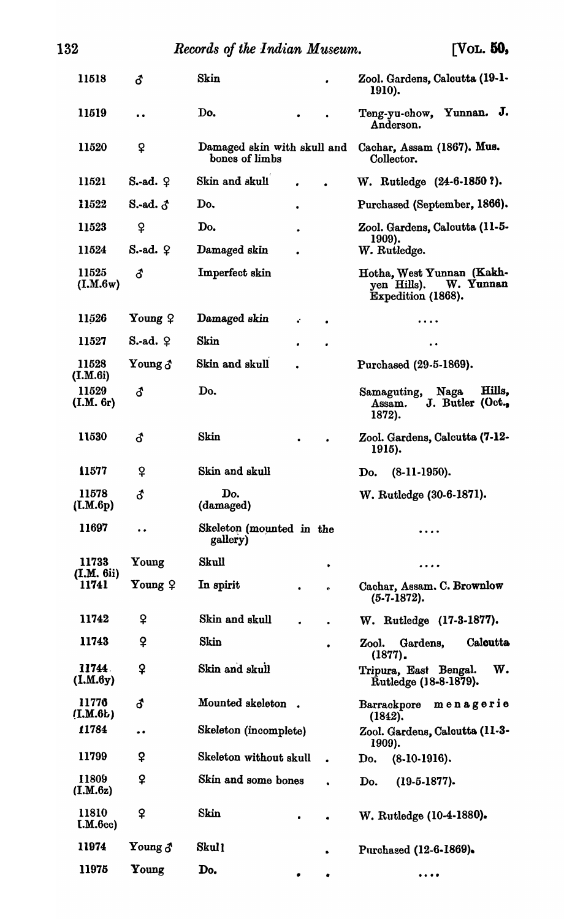| | | | |
|---|---|---|---|
| 11518 | ♂ | Skin . | Zool. Gardens, Calcutta (19-1-1910). |
| 11519 | .. | Do. . . | Teng-yu-chow, Yunnan. J. Anderson. |
| 11520 | ♀ | Damaged skin with skull and bones of limbs | Cachar, Assam (1867). Mus. Collector. |
| 11521 | S.-ad. ♀ | Skin and skull . . | W. Rutledge (24-6-1850 ?). |
| 11522 | S.-ad. ♂ | Do. . | Purchased (September, 1866). |
| 11523 | ♀ | Do. . | Zool. Gardens, Calcutta (11-5-1909). |
| 11524 | S.-ad. ♀ | Damaged skin . | W. Rutledge. |
| 11525 (I.M.6w) | ♂ | Imperfect skin | Hotha, West Yunnan (Kakhyen Hills). W. Yunnan Expedition (1868). |
| 11526 | Young ♀ | Damaged skin . . | .... |
| 11527 | S.-ad. ♀ | Skin . . | .. |
| 11528 (I.M.6i) | Young ♂ | Skin and skull . | Purchased (29-5-1869). |
| 11529 (I.M. 6r) | ♂ | Do. | Samaguting, Naga Hills, Assam. J. Butler (Oct., 1872). |
| 11530 | ♂ | Skin . . | Zool. Gardens, Calcutta (7-12-1915). |
| 11577 | ♀ | Skin and skull | Do. (8-11-1950). |
| 11578 (I.M.6p) | ♂ | Do. (damaged) | W. Rutledge (30-6-1871). |
| 11697 | .. | Skeleton (mounted in the gallery) | .... |
| 11733 (I.M. 6ii) | Young | Skull . | .... |
| 11741 | Young ♀ | In spirit . . | Cachar, Assam. C. Brownlow (5-7-1872). |
| 11742 | ♀ | Skin and skull . . | W. Rutledge (17-3-1877). |
| 11743 | ♀ | Skin . | Zool. Gardens, Calcutta (1877). |
| 11744 (I.M.6y) | ♀ | Skin and skull | Tripura, East Bengal. W. Rutledge (18-8-1879). |
| 11770 (I.M.6b) | ♂ | Mounted skeleton . | Barrackpore menagerie (1842). |
| 11784 | .. | Skeleton (incomplete) | Zool. Gardens, Calcutta (11-3-1909). |
| 11799 | ♀ | Skeleton without skull . | Do. (8-10-1916). |
| 11809 (I.M.6z) | ♀ | Skin and some bones . | Do. (19-5-1877). |
| 11810 (I.M.6cc) | ♀ | Skin . . | W. Rutledge (10-4-1880). |
| 11974 | Young ♂ | Skull . | Purchased (12-6-1869). |
| 11975 | Young | Do. . . | .... |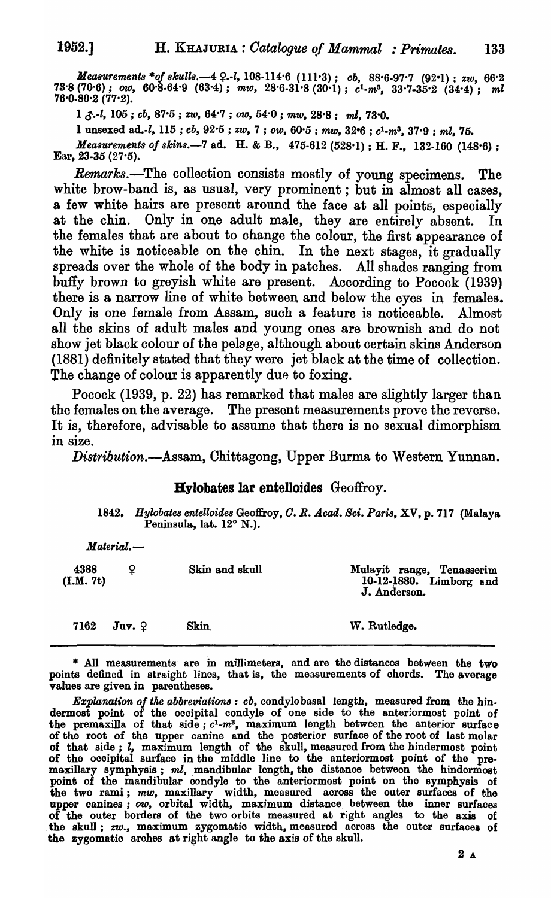*Measurements \*of skulls.*—4 ♀.-*l*, 108-114·6 (111·3) ; *cb*, 88·6-97·7 (92·1) ; *zw*, 66·2 73·8 (70·6) ; *ow*, 60·8-64·9 (63·4) ; *mw*, 28·6-31·8 (30·1) ; $c^1$-$m^3$, 33·7-35·2 (34·4) ; *ml* 76·0-80·2 (77·2).

1 ♂.-*l*, 105 ; *cb*, 87·5 ; *zw*, 64·7 ; *ow*, 54·0 ; *mw*, 28·8 ; *ml*, 73·0.

1 unsexed ad.-*l*, 115 ; *cb*, 92·5 ; *zw*, 7 ; *ow*, 60·5 ; *mw*, 32·6 ; $c^1$-$m^3$, 37·9 ; *ml*, 75.

*Measurements of skins.*—7 ad. H. & B., 475-612 (528·1) ; H. F., 132-160 (148·6) ; Ear, 23-35 (27·5).

*Remarks.*—The collection consists mostly of young specimens. The white brow-band is, as usual, very prominent ; but in almost all cases, a few white hairs are present around the face at all points, especially at the chin. Only in one adult male, they are entirely absent. In the females that are about to change the colour, the first appearance of the white is noticeable on the chin. In the next stages, it gradually spreads over the whole of the body in patches. All shades ranging from buffy brown to greyish white are present. According to Pocock (1939) there is a narrow line of white between and below the eyes in females. Only is one female from Assam, such a feature is noticeable. Almost all the skins of adult males and young ones are brownish and do not show jet black colour of the pelage, although about certain skins Anderson (1881) definitely stated that they were jet black at the time of collection. The change of colour is apparently due to foxing.

Pocock (1939, p. 22) has remarked that males are slightly larger than the females on the average. The present measurements prove the reverse. It is, therefore, advisable to assume that there is no sexual dimorphism in size.

*Distribution.*—Assam, Chittagong, Upper Burma to Western Yunnan.

## Hylobates lar entelloides Geoffroy.

1842. *Hylobates entelloides* Geoffroy, *C. R. Acad. Sci. Paris*, XV, p. 717 (Malaya Peninsula, lat. 12° N.).

*Material.*—

| | | | |
|---|---|---|---|
| 4388 (I.M. 7t) | ♀ | Skin and skull | Mulayit range, Tenasserim 10-12-1880. Limborg and J. Anderson. |
| 7162 | Juv. ♀ | Skin | W. Rutledge. |

\* All measurements are in millimeters, and are the distances between the two points defined in straight lines, that is, the measurements of chords. The average values are given in parentheses.

*Explanation of the abbreviations* : *cb*, condylobasal length, measured from the hindermost point of the occipital condyle of one side to the anteriormost point of the premaxilla of that side ; $c^1$-$m^3$, maximum length between the anterior surface of the root of the upper canine and the posterior surface of the root of last molar of that side ; *l*, maximum length of the skull, measured from the hindermost point of the occipital surface in the middle line to the anteriormost point of the premaxillary symphysis ; *ml*, mandibular length, the distance between the hindermost point of the mandibular condyle to the anteriormost point on the symphysis of the two rami ; *mw*, maxillary width, measured across the outer surfaces of the upper canines ; *ow*, orbital width, maximum distance between the inner surfaces of the outer borders of the two orbits measured at right angles to the axis of the skull ; *zw.*, maximum zygomatic width, measured across the outer surfaces of the zygomatic arches at right angle to the axis of the skull.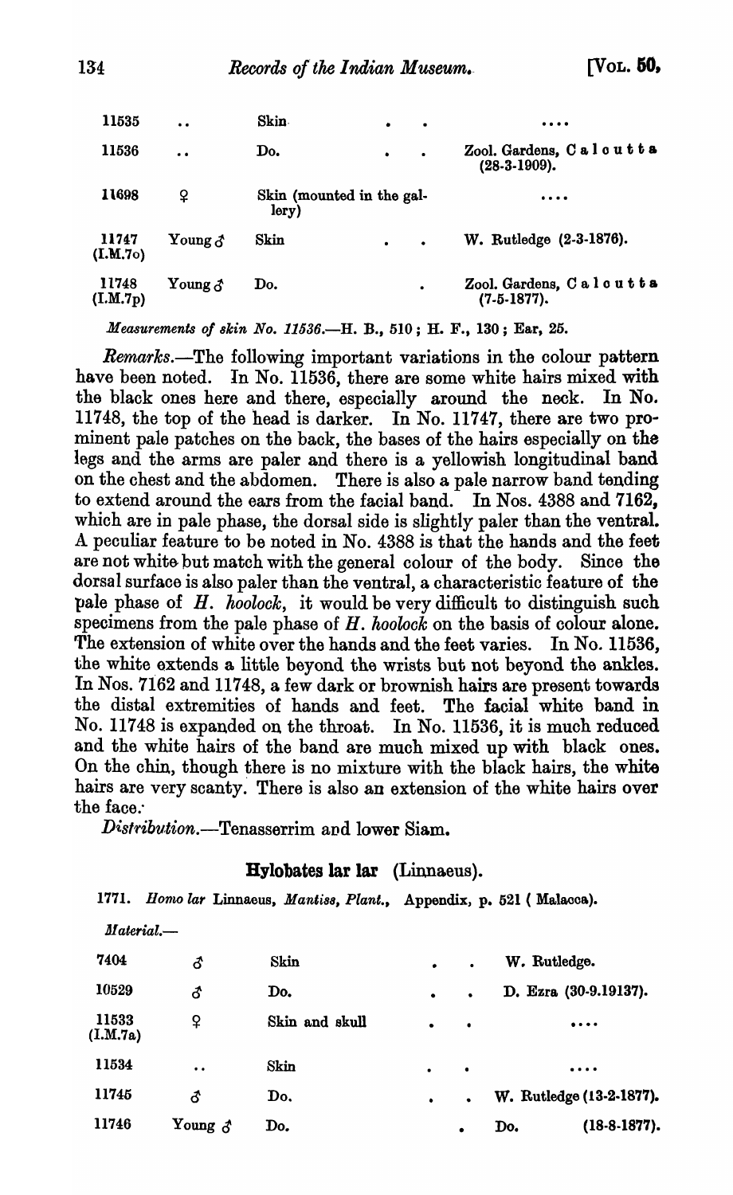| | | | |
|---|---|---|---|
| 11535 | .. | Skin | .... |
| 11536 | .. | Do. | Zool. Gardens, Calcutta (28-3-1909). |
| 11698 | ♀ | Skin (mounted in the gallery) | .... |
| 11747 (I.M.7o) | Young ♂ | Skin | W. Rutledge (2-3-1876). |
| 11748 (I.M.7p) | Young ♂ | Do. | Zool. Gardens, Calcutta (7-5-1877). |

*Measurements of skin No. 11536.*—H. B., 510; H. F., 130; Ear, 25.

*Remarks.*—The following important variations in the colour pattern have been noted. In No. 11536, there are some white hairs mixed with the black ones here and there, especially around the neck. In No. 11748, the top of the head is darker. In No. 11747, there are two prominent pale patches on the back, the bases of the hairs especially on the legs and the arms are paler and there is a yellowish longitudinal band on the chest and the abdomen. There is also a pale narrow band tending to extend around the ears from the facial band. In Nos. 4388 and 7162, which are in pale phase, the dorsal side is slightly paler than the ventral. A peculiar feature to be noted in No. 4388 is that the hands and the feet are not white but match with the general colour of the body. Since the dorsal surface is also paler than the ventral, a characteristic feature of the pale phase of *H. hoolock*, it would be very difficult to distinguish such specimens from the pale phase of *H. hoolock* on the basis of colour alone. The extension of white over the hands and the feet varies. In No. 11536, the white extends a little beyond the wrists but not beyond the ankles. In Nos. 7162 and 11748, a few dark or brownish hairs are present towards the distal extremities of hands and feet. The facial white band in No. 11748 is expanded on the throat. In No. 11536, it is much reduced and the white hairs of the band are much mixed up with black ones. On the chin, though there is no mixture with the black hairs, the white hairs are very scanty. There is also an extension of the white hairs over the face.

*Distribution.*—Tenasserrim and lower Siam.

## Hylobates lar lar (Linnaeus).

1771. *Homo lar* Linnaeus, *Mantiss, Plant.*, Appendix, p. 521 (Malacca).

*Material.*—

| | | | |
|---|---|---|---|
| 7404 | ♂ | Skin | W. Rutledge. |
| 10529 | ♂ | Do. | D. Ezra (30-9.19137). |
| 11533 (I.M.7a) | ♀ | Skin and skull | .... |
| 11534 | .. | Skin | .... |
| 11745 | ♂ | Do. | W. Rutledge (13-2-1877). |
| 11746 | Young ♂ | Do. | Do. (18-8-1877). |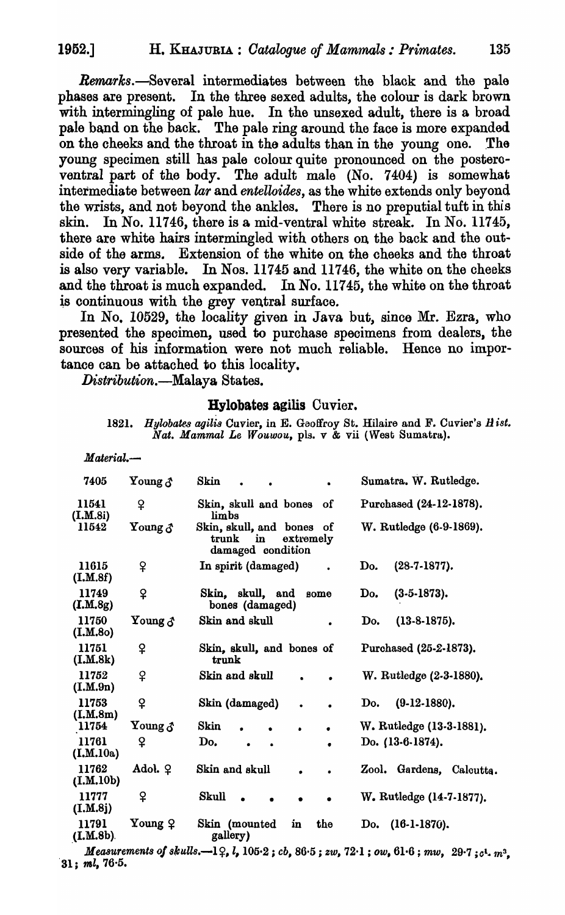*Remarks*.—Several intermediates between the black and the pale phases are present. In the three sexed adults, the colour is dark brown with intermingling of pale hue. In the unsexed adult, there is a broad pale band on the back. The pale ring around the face is more expanded on the cheeks and the throat in the adults than in the young one. The young specimen still has pale colour quite pronounced on the postero-ventral part of the body. The adult male (No. 7404) is somewhat intermediate between *lar* and *entelloides*, as the white extends only beyond the wrists, and not beyond the ankles. There is no preputial tuft in this skin. In No. 11746, there is a mid-ventral white streak. In No. 11745, there are white hairs intermingled with others on the back and the outside of the arms. Extension of the white on the cheeks and the throat is also very variable. In Nos. 11745 and 11746, the white on the cheeks and the throat is much expanded. In No. 11745, the white on the throat is continuous with the grey ventral surface.

In No. 10529, the locality given in Java but, since Mr. Ezra, who presented the specimen, used to purchase specimens from dealers, the sources of his information were not much reliable. Hence no importance can be attached to this locality.

*Distribution*.—Malaya States.

### Hylobates agilis Cuvier.

1821. *Hylobates agilis* Cuvier, in E. Geoffroy St. Hilaire and F. Cuvier's *Hist. Nat. Mammal Le Wouwou*, pls. v & vii (West Sumatra).

*Material*.—

| | | | |
|---|---|---|---|
| 7405 | Young ♂ | Skin | Sumatra. W. Rutledge. |
| 11541 (I.M.8i) | ♀ | Skin, skull and bones of limbs | Purchased (24-12-1878). |
| 11542 | Young ♂ | Skin, skull, and bones of trunk in extremely damaged condition | W. Rutledge (6-9-1869). |
| 11615 (I.M.8f) | ♀ | In spirit (damaged) | Do. (28-7-1877). |
| 11749 (I.M.8g) | ♀ | Skin, skull, and some bones (damaged) | Do. (3-5-1873). |
| 11750 (I.M.8o) | Young ♂ | Skin and skull | Do. (13-8-1875). |
| 11751 (I.M.8k) | ♀ | Skin, skull, and bones of trunk | Purchased (25-2-1873). |
| 11752 (I.M.9n) | ♀ | Skin and skull | W. Rutledge (2-3-1880). |
| 11753 (I.M.8m) | ♀ | Skin (damaged) | Do. (9-12-1880). |
| 11754 | Young ♂ | Skin | W. Rutledge (13-3-1881). |
| 11761 (I.M.10a) | ♀ | Do. | Do. (13-6-1874). |
| 11762 (I.M.10b) | Adol. ♀ | Skin and skull | Zool. Gardens, Calcutta. |
| 11777 (I.M.8j) | ♀ | Skull | W. Rutledge (14-7-1877). |
| 11791 (I.M.8b) | Young ♀ | Skin (mounted in the gallery) | Do. (16-1-1870). |

*Measurements of skulls*.—1♀, *l*, 105·2; *cb*, 86·5; *zw*, 72·1; *ow*, 61·6; *mw*, 29·7; $c^1$–$m^3$, 31; *ml*, 76·5.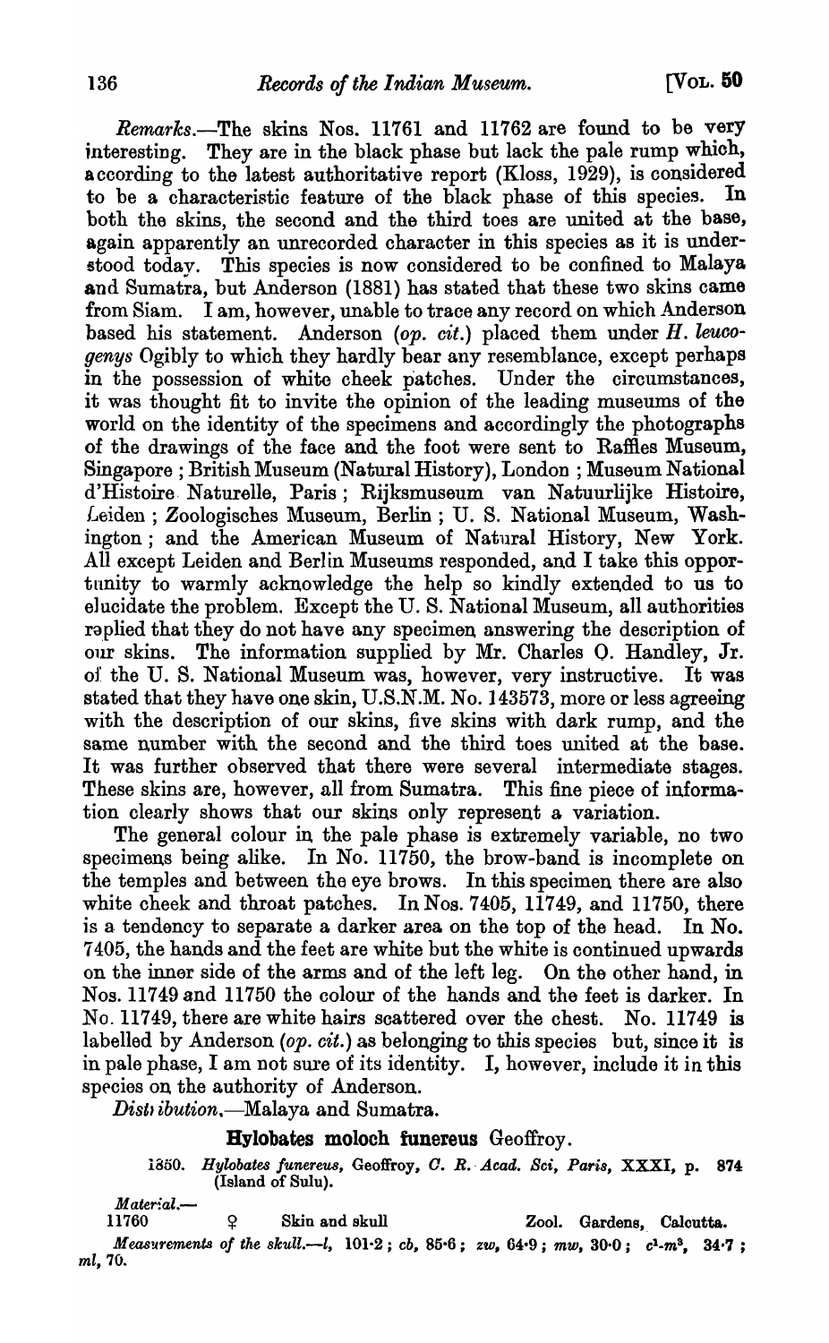*Remarks*.—The skins Nos. 11761 and 11762 are found to be very interesting. They are in the black phase but lack the pale rump which, according to the latest authoritative report (Kloss, 1929), is considered to be a characteristic feature of the black phase of this species. In both the skins, the second and the third toes are united at the base, again apparently an unrecorded character in this species as it is understood today. This species is now considered to be confined to Malaya and Sumatra, but Anderson (1881) has stated that these two skins came from Siam. I am, however, unable to trace any record on which Anderson based his statement. Anderson (*op. cit.*) placed them under *H. leucogenys* Ogibly to which they hardly bear any resemblance, except perhaps in the possession of white cheek patches. Under the circumstances, it was thought fit to invite the opinion of the leading museums of the world on the identity of the specimens and accordingly the photographs of the drawings of the face and the foot were sent to Raffles Museum, Singapore; British Museum (Natural History), London; Museum National d'Histoire Naturelle, Paris; Rijksmuseum van Natuurlijke Histoire, Leiden; Zoologisches Museum, Berlin; U. S. National Museum, Washington; and the American Museum of Natural History, New York. All except Leiden and Berlin Museums responded, and I take this opportunity to warmly acknowledge the help so kindly extended to us to elucidate the problem. Except the U. S. National Museum, all authorities replied that they do not have any specimen answering the description of our skins. The information supplied by Mr. Charles O. Handley, Jr. of the U. S. National Museum was, however, very instructive. It was stated that they have one skin, U.S.N.M. No. 143573, more or less agreeing with the description of our skins, five skins with dark rump, and the same number with the second and the third toes united at the base. It was further observed that there were several intermediate stages. These skins are, however, all from Sumatra. This fine piece of information clearly shows that our skins only represent a variation.

The general colour in the pale phase is extremely variable, no two specimens being alike. In No. 11750, the brow-band is incomplete on the temples and between the eye brows. In this specimen there are also white cheek and throat patches. In Nos. 7405, 11749, and 11750, there is a tendency to separate a darker area on the top of the head. In No. 7405, the hands and the feet are white but the white is continued upwards on the inner side of the arms and of the left leg. On the other hand, in Nos. 11749 and 11750 the colour of the hands and the feet is darker. In No. 11749, there are white hairs scattered over the chest. No. 11749 is labelled by Anderson (*op. cit.*) as belonging to this species but, since it is in pale phase, I am not sure of its identity. I, however, include it in this species on the authority of Anderson.

*Distribution*.—Malaya and Sumatra.

### Hylobates moloch funereus Geoffroy.

1850. *Hylobates funereus*, Geoffroy, *C. R. Acad. Sci, Paris*, XXXI, p. 874 (Island of Sulu).

*Material*.—

| | | | |
|---|---|---|---|
| 11760 | ♀ | Skin and skull | Zool. Gardens, Calcutta. |

*Measurements of the skull*.—*l*, 101·2; *cb*, 85·6; *zw*, 64·9; *mw*, 30·0; $c^1$-$m^3$, 34·7; *ml*, 70.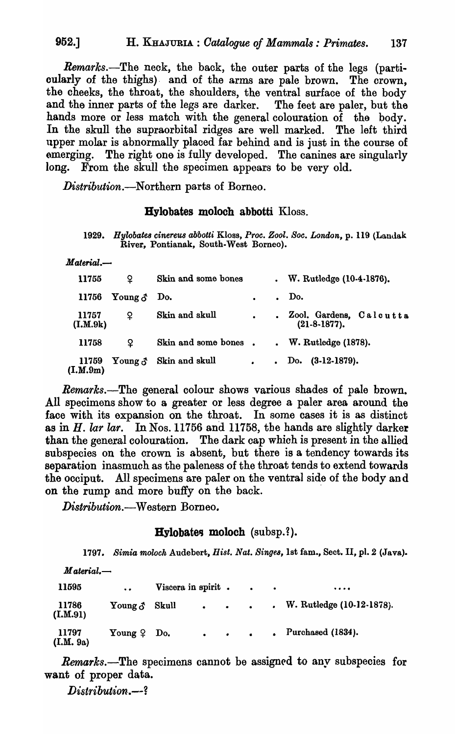*Remarks*.—The neck, the back, the outer parts of the legs (particularly of the thighs) and of the arms are pale brown. The crown, the cheeks, the throat, the shoulders, the ventral surface of the body and the inner parts of the legs are darker. The feet are paler, but the hands more or less match with the general colouration of the body. In the skull the supraorbital ridges are well marked. The left third upper molar is abnormally placed far behind and is just in the course of emerging. The right one is fully developed. The canines are singularly long. From the skull the specimen appears to be very old.

*Distribution*.—Northern parts of Borneo.

### **Hylobates moloch abbotti** Kloss.

1929. *Hylobates cinereus abbotti* Kloss, *Proc. Zool. Soc. London*, p. 119 (Landak River, Pontianak, South-West Borneo).

*Material*.—

| | | | |
|---|---|---|---|
| 11755 | ♀ | Skin and some bones | W. Rutledge (10-4-1876). |
| 11756 | Young ♂ | Do. | Do. |
| 11757 (I.M.9k) | ♀ | Skin and skull | Zool. Gardens, Calcutta (21-8-1877). |
| 11758 | ♀ | Skin and some bones | W. Rutledge (1878). |
| 11759 (I.M.9m) | Young ♂ | Skin and skull | Do. (3-12-1879). |

*Remarks*.—The general colour shows various shades of pale brown. All specimens show to a greater or less degree a paler area around the face with its expansion on the throat. In some cases it is as distinct as in *H. lar lar*. In Nos. 11756 and 11758, the hands are slightly darker than the general colouration. The dark cap which is present in the allied subspecies on the crown is absent, but there is a tendency towards its separation inasmuch as the paleness of the throat tends to extend towards the occiput. All specimens are paler on the ventral side of the body and on the rump and more buffy on the back.

*Distribution*.—Western Borneo.

### **Hylobates moloch** (subsp.?).

1797. *Simia moloch* Audebert, *Hist. Nat. Singes*, 1st fam., Sect. II, pl. 2 (Java).

*Material*.—

| | | | |
|---|---|---|---|
| 11595 | .. | Viscera in spirit | .... |
| 11786 (I.M.91) | Young ♂ | Skull | W. Rutledge (10-12-1878). |
| 11797 (I.M. 9a) | Young ♀ | Do. | Purchased (1834). |

*Remarks*.—The specimens cannot be assigned to any subspecies for want of proper data.

*Distribution*.—?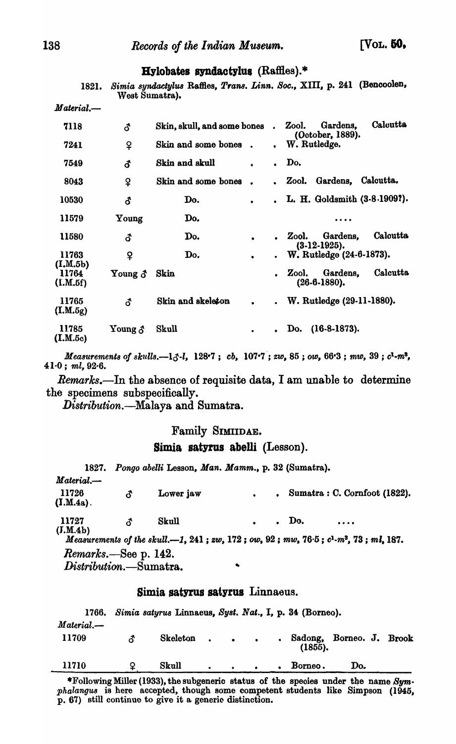### *Hylobates syndactylus* (Raffles).*

1821. *Simia syndactylus* Raffles, *Trans. Linn. Soc.*, XIII, p. 241 (Bencoolen, West Sumatra).

*Material.*—

| | | | |
|---|---|---|---|
| 7118 | ♂ | Skin, skull, and some bones . | Zool. Gardens, Calcutta (October, 1889). |
| 7241 | ♀ | Skin and some bones . | W. Rutledge. |
| 7549 | ♂ | Skin and skull . . | Do. |
| 8043 | ♀ | Skin and some bones . | Zool. Gardens, Calcutta. |
| 10530 | ♂ | Do. . . | L. H. Goldsmith (3-8-1909?). |
| 11579 | Young | Do. | .... |
| 11580 | ♂ | Do. . . | Zool. Gardens, Calcutta (3-12-1925). |
| 11763 (I.M.5b) | ♀ | Do. . . | W. Rutledge (24-6-1873). |
| 11764 (I.M.5f) | Young ♂ | Skin | Zool. Gardens, Calcutta (26-6-1880). |
| 11765 (I.M.5g) | ♂ | Skin and skeleton . . | W. Rutledge (29-11-1880). |
| 11785 (I.M.5c) | Young ♂ | Skull . . | Do. (16-8-1873). |

*Measurements of skulls.*—1♂-*l*, 128·7 ; *cb*, 107·7 ; *zw*, 85 ; *ow*, 66·3 ; *mw*, 39 ; $c^1$-$m^3$, 41·0 ; *ml*, 92·6.

*Remarks.*—In the absence of requisite data, I am unable to determine the specimens subspecifically.

*Distribution.*—Malaya and Sumatra.

## Family SIMIIDAE.

### *Simia satyrus abelli* (Lesson).

1827. *Pongo abelli* Lesson, *Man. Mamm.*, p. 32 (Sumatra).

*Material.*—

| | | | |
|---|---|---|---|
| 11726 (I.M.4a). | ♂ | Lower jaw . . | Sumatra : C. Cornfoot (1822). |
| 11727 (I.M.4b) | ♂ | Skull . . | Do. .... |

*Measurements of the skull.*—*l*, 241 ; *zw*, 172 ; *ow*, 92 ; *mw*, 76·5 ; $c^1$-$m^3$, 73 ; *ml*, 187.

*Remarks.*—See p. 142.

*Distribution.*—Sumatra.

### *Simia satyrus satyrus* Linnaeus.

1766. *Simia satyrus* Linnaeus, *Syst. Nat.*, I, p. 34 (Borneo).

*Material.*—

| | | | |
|---|---|---|---|
| 11709 | ♂ | Skeleton . . . . | Sadong, Borneo. J. Brook (1855). |
| 11710 | ♀ | Skull . . . . | Borneo. Do. |

*Following Miller (1933), the subgeneric status of the species under the name *Symphalangus* is here accepted, though some competent students like Simpson (1945, p. 67) still continue to give it a generic distinction.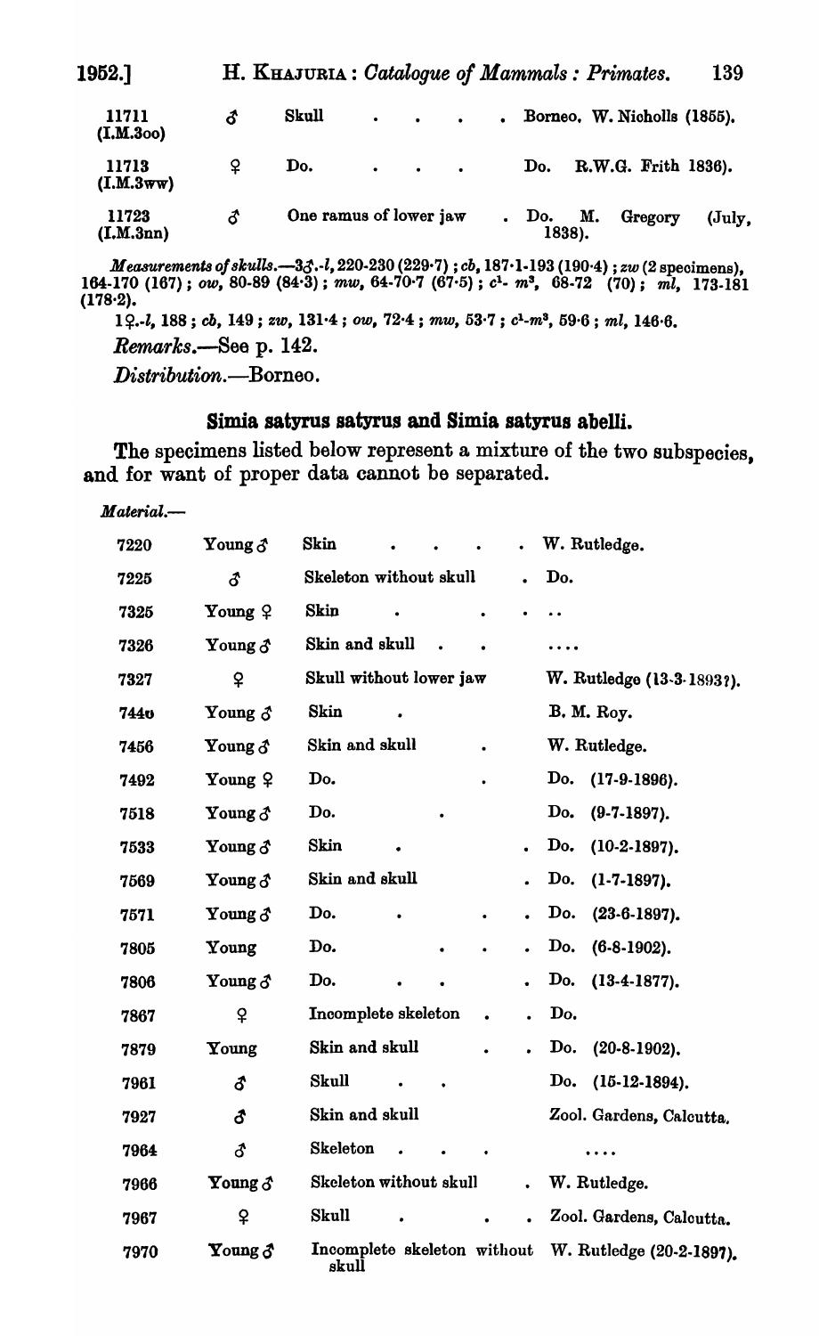| | | | |
|---|---|---|---|
| 11711 (I.M.3oo) | ♂ | Skull | Borneo. W. Nicholls (1855). |
| 11713 (I.M.3ww) | ♀ | Do. | Do. R.W.G. Frith 1836). |
| 11723 (I.M.3nn) | ♂ | One ramus of lower jaw | Do. M. Gregory (July, 1838). |

*Measurements of skulls*.—3♂.-*l*, 220-230 (229·7); *cb*, 187·1-193 (190·4); *zw* (2 specimens), 164-170 (167); *ow*, 80-89 (84·3); *mw*, 64-70·7 (67·5); $c^1$- $m^3$, 68-72 (70); *ml*, 173-181 (178·2).

1♀.-*l*, 188; *cb*, 149; *zw*, 131·4; *ow*, 72·4; *mw*, 53·7; $c^1$-$m^3$, 59·6; *ml*, 146·6.

*Remarks*.—See p. 142.

*Distribution*.—Borneo.

### Simia satyrus satyrus and Simia satyrus abelli.

The specimens listed below represent a mixture of the two subspecies, and for want of proper data cannot be separated.

*Material*.—

| | | | |
|---|---|---|---|
| 7220 | Young ♂ | Skin | W. Rutledge. |
| 7225 | ♂ | Skeleton without skull | Do. |
| 7325 | Young ♀ | Skin | .. |
| 7326 | Young ♂ | Skin and skull | .... |
| 7327 | ♀ | Skull without lower jaw | W. Rutledge (13-3-1893?). |
| 7440 | Young ♂ | Skin | B. M. Roy. |
| 7456 | Young ♂ | Skin and skull | W. Rutledge. |
| 7492 | Young ♀ | Do. | Do. (17-9-1896). |
| 7518 | Young ♂ | Do. | Do. (9-7-1897). |
| 7533 | Young ♂ | Skin | Do. (10-2-1897). |
| 7569 | Young ♂ | Skin and skull | Do. (1-7-1897). |
| 7571 | Young ♂ | Do. | Do. (23-6-1897). |
| 7805 | Young | Do. | Do. (6-8-1902). |
| 7806 | Young ♂ | Do. | Do. (13-4-1877). |
| 7867 | ♀ | Incomplete skeleton | Do. |
| 7879 | Young | Skin and skull | Do. (20-8-1902). |
| 7961 | ♂ | Skull | Do. (15-12-1894). |
| 7927 | ♂ | Skin and skull | Zool. Gardens, Calcutta. |
| 7964 | ♂ | Skeleton | .... |
| 7966 | Young ♂ | Skeleton without skull | W. Rutledge. |
| 7967 | ♀ | Skull | Zool. Gardens, Calcutta. |
| 7970 | Young ♂ | Incomplete skeleton without skull | W. Rutledge (20-2-1897). |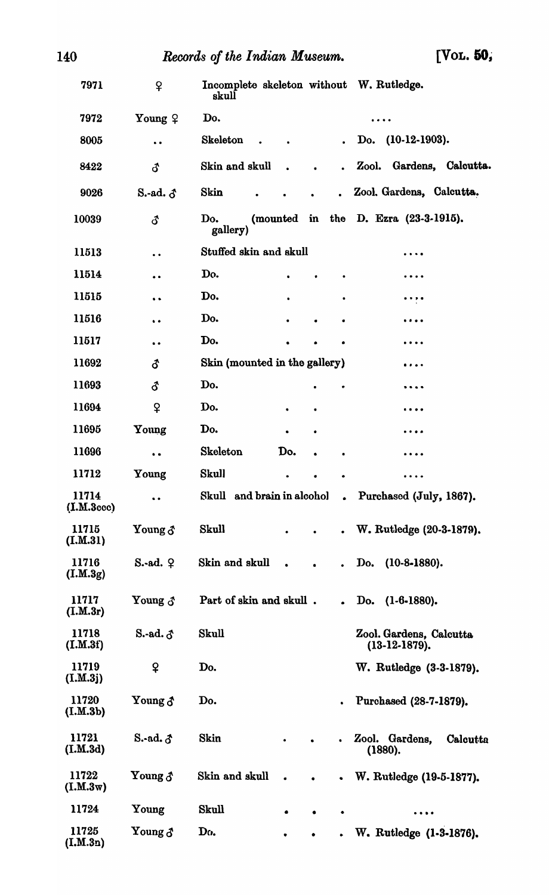| | | | |
|---|---|---|---|
| 7971 | ♀ | Incomplete skeleton without skull | W. Rutledge. |
| 7972 | Young ♀ | Do. | .... |
| 8005 | .. | Skeleton . . . | Do. (10-12-1903). |
| 8422 | ♂ | Skin and skull . . . | Zool. Gardens, Calcutta. |
| 9026 | S.-ad. ♂ | Skin . . . . | Zool. Gardens, Calcutta. |
| 10039 | ♂ | Do. (mounted in the gallery) | D. Ezra (23-3-1915). |
| 11513 | .. | Stuffed skin and skull | .... |
| 11514 | .. | Do. . . . | .... |
| 11515 | .. | Do. . . | .... |
| 11516 | .. | Do. . . . | .... |
| 11517 | .. | Do. . . . | .... |
| 11692 | ♂ | Skin (mounted in the gallery) | .... |
| 11693 | ♂ | Do. . . | .... |
| 11694 | ♀ | Do. . . | .... |
| 11695 | Young | Do. . . | .... |
| 11696 | .. | Skeleton Do. . . | .... |
| 11712 | Young | Skull . . . | .... |
| 11714 (I.M.3ccc) | .. | Skull and brain in alcohol . | Purchased (July, 1867). |
| 11715 (I.M.31) | Young ♂ | Skull . . . | W. Rutledge (20-3-1879). |
| 11716 (I.M.3g) | S.-ad. ♀ | Skin and skull . . . | Do. (10-8-1880). |
| 11717 (I.M.3r) | Young ♂ | Part of skin and skull . . | Do. (1-6-1880). |
| 11718 (I.M.3f) | S.-ad. ♂ | Skull | Zool. Gardens, Calcutta (13-12-1879). |
| 11719 (I.M.3j) | ♀ | Do. | W. Rutledge (3-3-1879). |
| 11720 (I.M.3b) | Young ♂ | Do. . | Purchased (28-7-1879). |
| 11721 (I.M.3d) | S.-ad. ♂ | Skin . . . | Zool. Gardens, Calcutta (1880). |
| 11722 (I.M.3w) | Young ♂ | Skin and skull . . . | W. Rutledge (19-5-1877). |
| 11724 | Young | Skull . . . | .... |
| 11725 (I.M.3n) | Young ♂ | Do. . . . | W. Rutledge (1-3-1876). |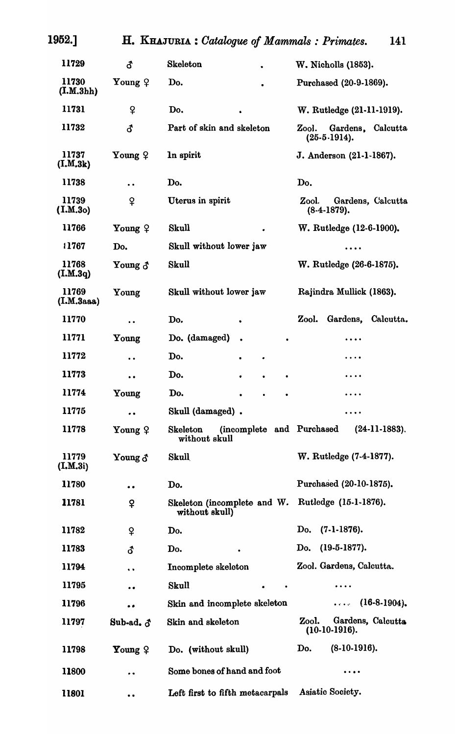| | | | |
|---|---|---|---|
| 11729 | ♂ | Skeleton | W. Nicholls (1853). |
| 11730 (I.M.3hh) | Young ♀ | Do. | Purchased (20-9-1869). |
| 11731 | ♀ | Do. | W. Rutledge (21-11-1919). |
| 11732 | ♂ | Part of skin and skeleton | Zool. Gardens, Calcutta (25-5-1914). |
| 11737 (I.M.3k) | Young ♀ | In spirit | J. Anderson (21-1-1867). |
| 11738 | .. | Do. | Do. |
| 11739 (I.M.3o) | ♀ | Uterus in spirit | Zool. Gardens, Calcutta (8-4-1879). |
| 11766 | Young ♀ | Skull | W. Rutledge (12-6-1900). |
| 11767 | Do. | Skull without lower jaw | .... |
| 11768 (I.M.3q) | Young ♂ | Skull | W. Rutledge (26-6-1875). |
| 11769 (I.M.3aaa) | Young | Skull without lower jaw | Rajindra Mullick (1863). |
| 11770 | .. | Do. | Zool. Gardens, Calcutta. |
| 11771 | Young | Do. (damaged) | .... |
| 11772 | .. | Do. | .... |
| 11773 | .. | Do. | .... |
| 11774 | Young | Do. | .... |
| 11775 | .. | Skull (damaged) | .... |
| 11778 | Young ♀ | Skeleton (incomplete and without skull) | Purchased (24-11-1883). |
| 11779 (I.M.3i) | Young ♂ | Skull | W. Rutledge (7-4-1877). |
| 11780 | .. | Do. | Purchased (20-10-1875). |
| 11781 | ♀ | Skeleton (incomplete and without skull) | W. Rutledge (15-1-1876). |
| 11782 | ♀ | Do. | Do. (7-1-1876). |
| 11783 | ♂ | Do. | Do. (19-5-1877). |
| 11794 | .. | Incomplete skeleton | Zool. Gardens, Calcutta. |
| 11795 | .. | Skull | .... |
| 11796 | .. | Skin and incomplete skeleton | .... (16-8-1904). |
| 11797 | Sub-ad. ♂ | Skin and skeleton | Zool. Gardens, Calcutta (10-10-1916). |
| 11798 | Young ♀ | Do. (without skull) | Do. (8-10-1916). |
| 11800 | .. | Some bones of hand and foot | .... |
| 11801 | .. | Left first to fifth metacarpals | Asiatic Society. |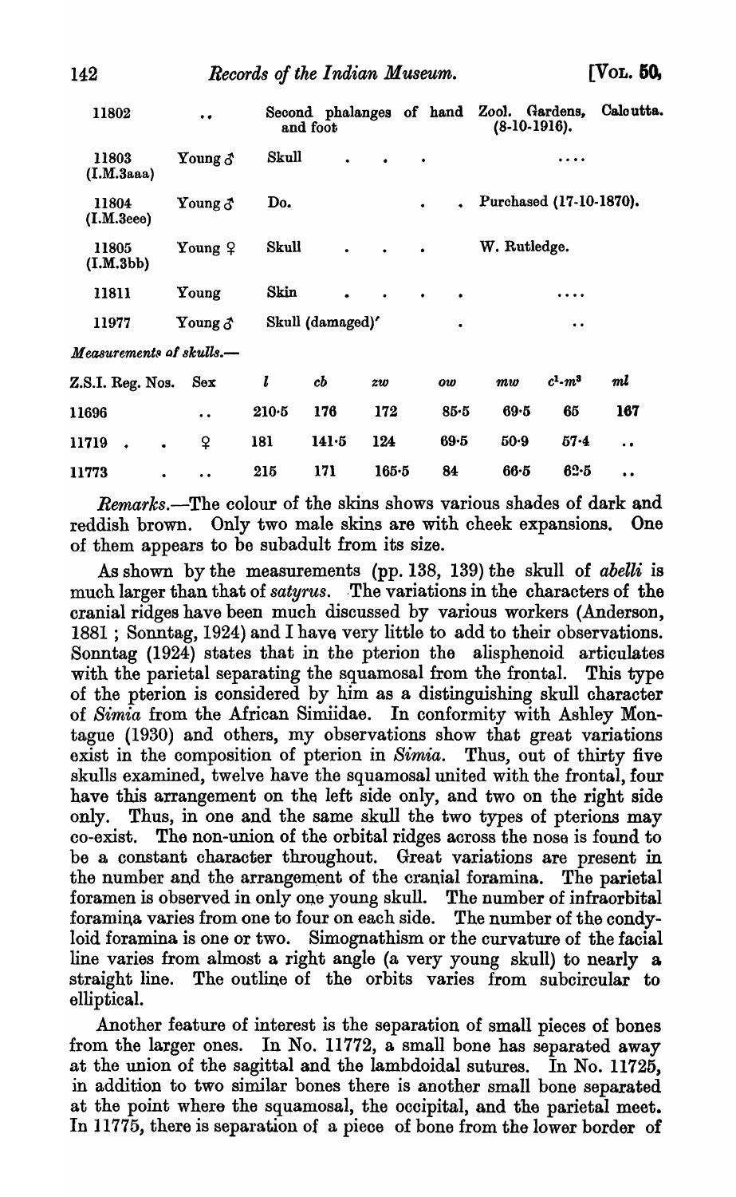| | | | |
|---|---|---|---|
| 11802 | .. | Second phalanges of hand and foot | Zool. Gardens, Calcutta. (8-10-1916). |
| 11803 (I.M.3aaa) | Young ♂ | Skull . . . | .... |
| 11804 (I.M.3eee) | Young ♂ | Do. . . | Purchased (17-10-1870). |
| 11805 (I.M.3bb) | Young ♀ | Skull . . . | W. Rutledge. |
| 11811 | Young | Skin . . . . | .... |
| 11977 | Young ♂ | Skull (damaged)' . | .. |

*Measurements of skulls.—*

| Z.S.I. Reg. Nos. | Sex | $l$ | $cb$ | $zw$ | $ow$ | $mw$ | $c^1$-$m^3$ | $ml$ |
|---|---|---|---|---|---|---|---|---|
| 11696 | .. | 210·5 | 176 | 172 | 85·5 | 69·5 | 65 | 167 |
| 11719 . . | ♀ | 181 | 141·5 | 124 | 69·5 | 50·9 | 57·4 | .. |
| 11773 . | .. | 215 | 171 | 165·5 | 84 | 66·5 | 62·5 | .. |

*Remarks*.—The colour of the skins shows various shades of dark and reddish brown. Only two male skins are with cheek expansions. One of them appears to be subadult from its size.

As shown by the measurements (pp. 138, 139) the skull of *abelli* is much larger than that of *satyrus*. The variations in the characters of the cranial ridges have been much discussed by various workers (Anderson, 1881 ; Sonntag, 1924) and I have very little to add to their observations. Sonntag (1924) states that in the pterion the alisphenoid articulates with the parietal separating the squamosal from the frontal. This type of the pterion is considered by him as a distinguishing skull character of *Simia* from the African Simiidae. In conformity with Ashley Montague (1930) and others, my observations show that great variations exist in the composition of pterion in *Simia*. Thus, out of thirty five skulls examined, twelve have the squamosal united with the frontal, four have this arrangement on the left side only, and two on the right side only. Thus, in one and the same skull the two types of pterions may co-exist. The non-union of the orbital ridges across the nose is found to be a constant character throughout. Great variations are present in the number and the arrangement of the cranial foramina. The parietal foramen is observed in only one young skull. The number of infraorbital foramina varies from one to four on each side. The number of the condyloid foramina is one or two. Simognathism or the curvature of the facial line varies from almost a right angle (a very young skull) to nearly a straight line. The outline of the orbits varies from subcircular to elliptical.

Another feature of interest is the separation of small pieces of bones from the larger ones. In No. 11772, a small bone has separated away at the union of the sagittal and the lambdoidal sutures. In No. 11725, in addition to two similar bones there is another small bone separated at the point where the squamosal, the occipital, and the parietal meet. In 11775, there is separation of a piece of bone from the lower border of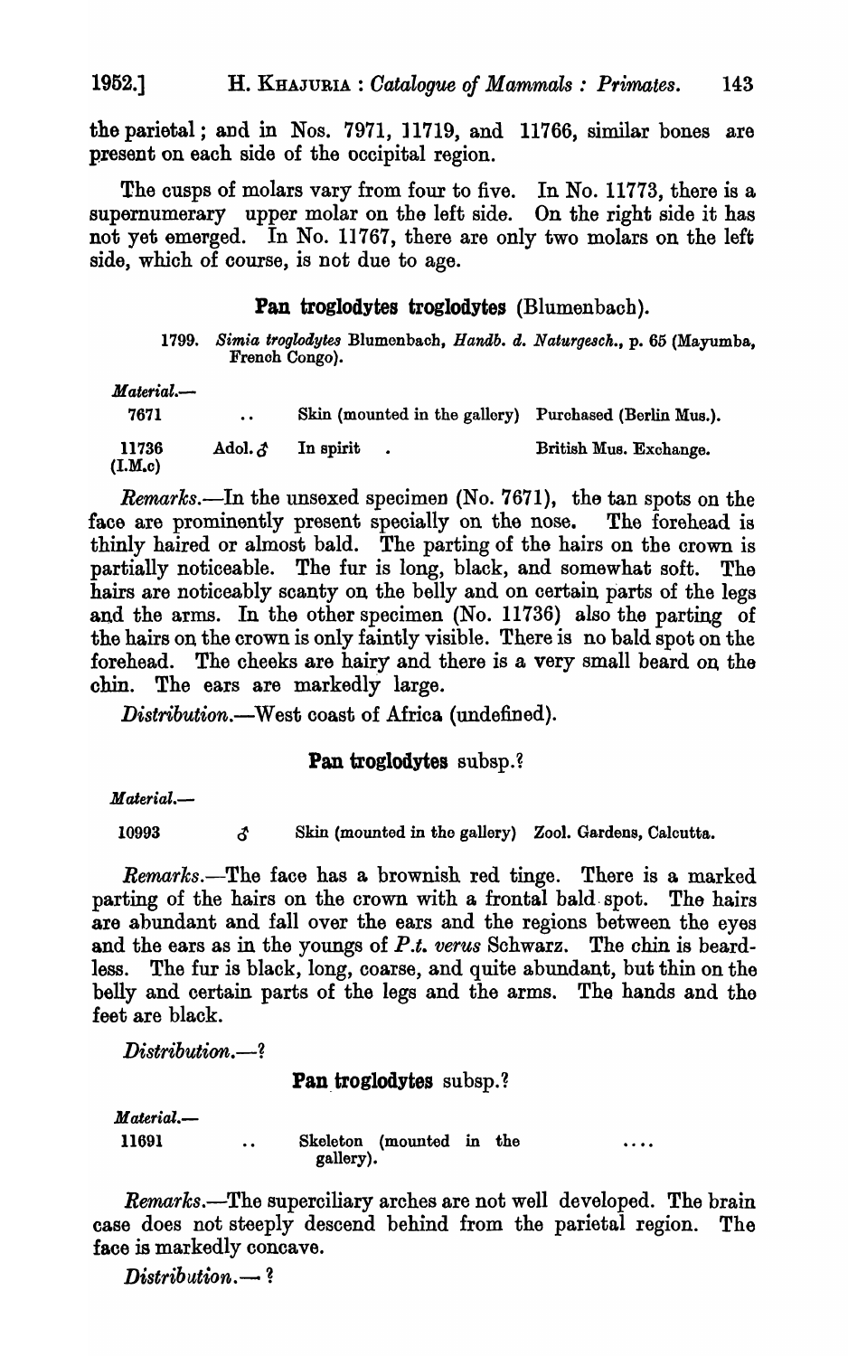the parietal; and in Nos. 7971, 11719, and 11766, similar bones are present on each side of the occipital region.

The cusps of molars vary from four to five. In No. 11773, there is a supernumerary upper molar on the left side. On the right side it has not yet emerged. In No. 11767, there are only two molars on the left side, which of course, is not due to age.

### Pan troglodytes troglodytes (Blumenbach).

1799. *Simia troglodytes* Blumenbach, *Handb. d. Naturgesch.*, p. 65 (Mayumba, French Congo).

*Material.—*

| | | | |
|---|---|---|---|
| 7671 | .. | Skin (mounted in the gallery) | Purchased (Berlin Mus.). |
| 11736 (I.M.c) | Adol. ♂ | In spirit . | British Mus. Exchange. |

*Remarks.*—In the unsexed specimen (No. 7671), the tan spots on the face are prominently present specially on the nose. The forehead is thinly haired or almost bald. The parting of the hairs on the crown is partially noticeable. The fur is long, black, and somewhat soft. The hairs are noticeably scanty on the belly and on certain parts of the legs and the arms. In the other specimen (No. 11736) also the parting of the hairs on the crown is only faintly visible. There is no bald spot on the forehead. The cheeks are hairy and there is a very small beard on the chin. The ears are markedly large.

*Distribution.*—West coast of Africa (undefined).

### Pan troglodytes subsp.?

*Material.—*

| | | | |
|---|---|---|---|
| 10993 | ♂ | Skin (mounted in the gallery) | Zool. Gardens, Calcutta. |

*Remarks.*—The face has a brownish red tinge. There is a marked parting of the hairs on the crown with a frontal bald spot. The hairs are abundant and fall over the ears and the regions between the eyes and the ears as in the youngs of *P.t. verus* Schwarz. The chin is beardless. The fur is black, long, coarse, and quite abundant, but thin on the belly and certain parts of the legs and the arms. The hands and the feet are black.

*Distribution.*—?

### Pan troglodytes subsp.?

*Material.—*

| | | | |
|---|---|---|---|
| 11691 | .. | Skeleton (mounted in the gallery). | .... |

*Remarks.*—The superciliary arches are not well developed. The brain case does not steeply descend behind from the parietal region. The face is markedly concave.

*Distribution.*— ?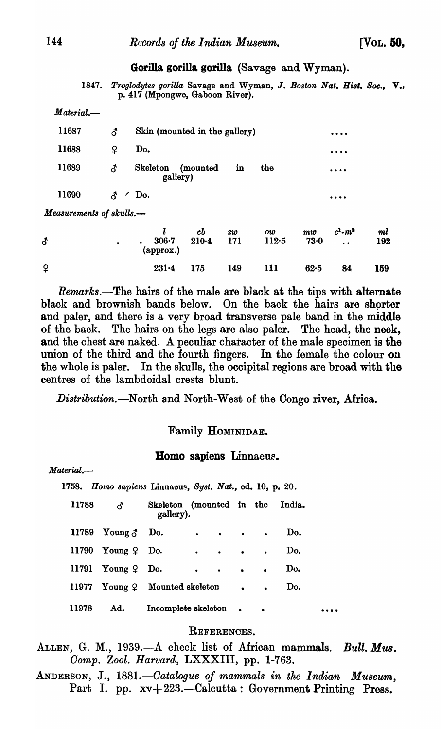### Gorilla gorilla gorilla (Savage and Wyman).

1847. *Troglodytes gorilla* Savage and Wyman, *J. Boston Nat. Hist. Soc.*, V., p. 417 (Mpongwe, Gaboon River).

*Material.*—

| | | | |
|---|---|---|---|
| 11687 | ♂ | Skin (mounted in the gallery) | .... |
| 11688 | ♀ | Do. | .... |
| 11689 | ♂ | Skeleton (mounted in the gallery) | .... |
| 11690 | ♂ ⁄ | Do. | .... |

*Measurements of skulls.*—

| | *l* | *cb* | *zw* | *ow* | *mw* | $c^1$-$m^3$ | *ml* |
|---|---|---|---|---|---|---|---|
| ♂ | 306·7 (approx.) | 210·4 | 171 | 112·5 | 73·0 | .. | 192 |
| ♀ | 231·4 | 175 | 149 | 111 | 62·5 | 84 | 159 |

*Remarks.*—The hairs of the male are black at the tips with alternate black and brownish bands below. On the back the hairs are shorter and paler, and there is a very broad transverse pale band in the middle of the back. The hairs on the legs are also paler. The head, the neck, and the chest are naked. A peculiar character of the male specimen is the union of the third and the fourth fingers. In the female the colour on the whole is paler. In the skulls, the occipital regions are broad with the centres of the lambdoidal crests blunt.

*Distribution.*—North and North-West of the Congo river, Africa.

## Family Hominidae.

### Homo sapiens Linnaeus.

*Material.*—

1758. *Homo sapiens* Linnaeus, *Syst. Nat.*, ed. 10, p. 20.

| | | | |
|---|---|---|---|
| 11788 | ♂ | Skeleton (mounted in the gallery). | India. |
| 11789 | Young ♂ | Do. | Do. |
| 11790 | Young ♀ | Do. | Do. |
| 11791 | Young ♀ | Do. | Do. |
| 11977 | Young ♀ | Mounted skeleton | Do. |
| 11978 | Ad. | Incomplete skeleton | .... |

## References.

Allen, G. M., 1939.—A check list of African mammals. *Bull. Mus. Comp. Zool. Harvard*, LXXXIII, pp. 1-763.

Anderson, J., 1881.—*Catalogue of mammals in the Indian Museum*, Part I. pp. xv+223.—Calcutta: Government Printing Press.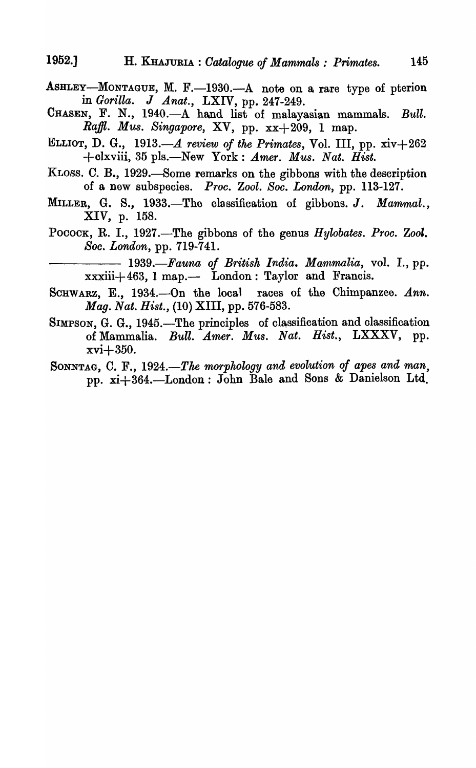ASHLEY—MONTAGUE, M. F.—1930.—A note on a rare type of pterion in *Gorilla*. *J Anat.*, LXIV, pp. 247-249.

CHASEN, F. N., 1940.—A hand list of malayasian mammals. *Bull. Raffl. Mus. Singapore*, XV, pp. xx+209, 1 map.

ELLIOT, D. G., 1913.—*A review of the Primates*, Vol. III, pp. xiv+262 +clxviii, 35 pls.—New York : *Amer. Mus. Nat. Hist.*

KLOSS. C. B., 1929.—Some remarks on the gibbons with the description of a new subspecies. *Proc. Zool. Soc. London*, pp. 113-127.

MILLER, G. S., 1933.—The classification of gibbons. *J. Mammal.*, XIV, p. 158.

POCOCK, R. I., 1927.—The gibbons of the genus *Hylobates*. *Proc. Zool. Soc. London*, pp. 719-741.

———— 1939.—*Fauna of British India. Mammalia*, vol. I., pp. xxxiii+463, 1 map.— London : Taylor and Francis.

SCHWARZ, E., 1934.—On the local races of the Chimpanzee. *Ann. Mag. Nat. Hist.*, (10) XIII, pp. 576-583.

SIMPSON, G. G., 1945.—The principles of classification and classification of Mammalia. *Bull. Amer. Mus. Nat. Hist.*, LXXXV, pp. xvi+350.

SONNTAG, C. F., 1924.—*The morphology and evolution of apes and man*, pp. xi+364.—London : John Bale and Sons & Danielson Ltd.